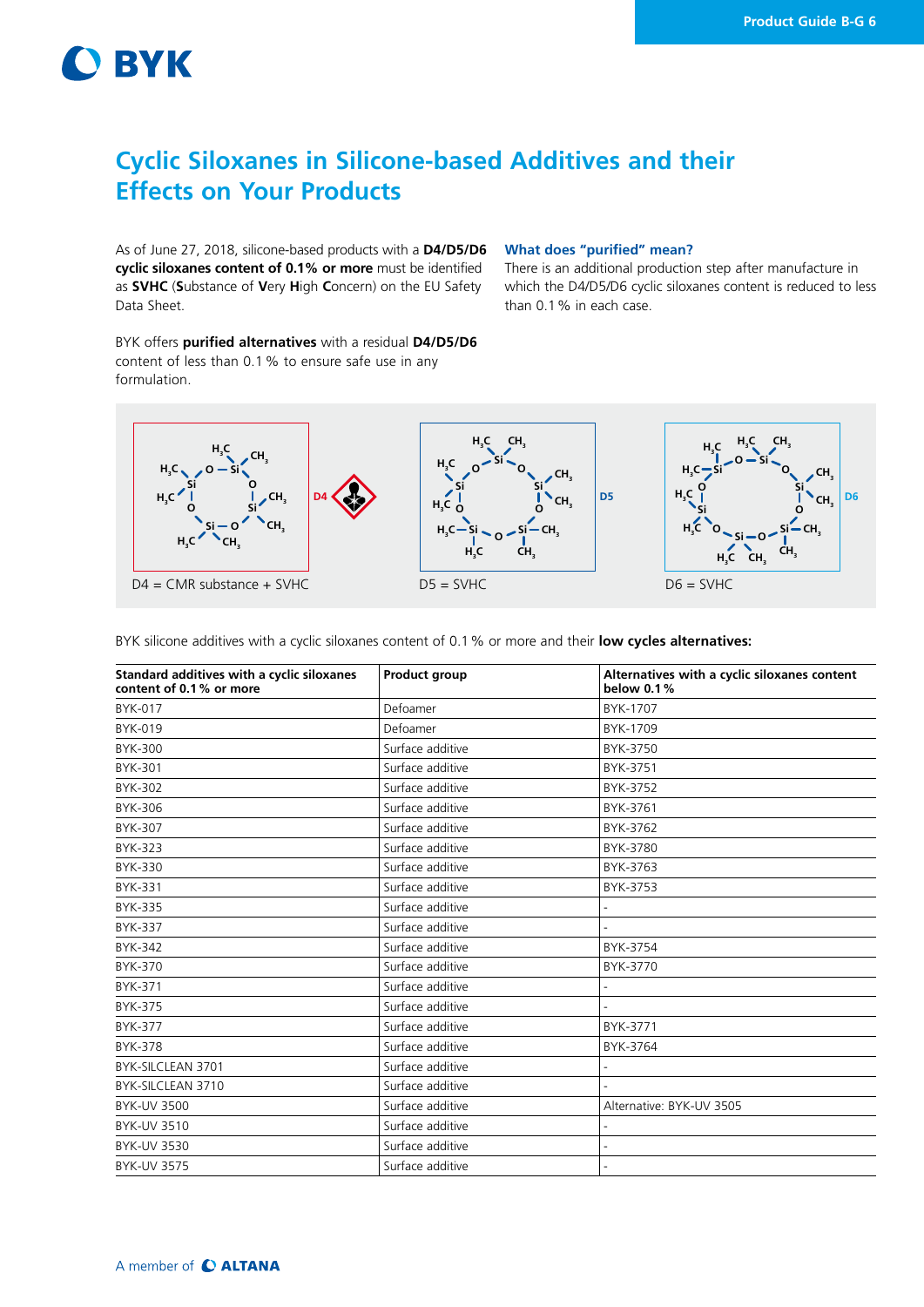# Cyclic Siloxanes in Silicone-based Additives and their Effects on Your Products

As of June 27, 2018, silicone-based products with a **D4/D5/D6 cyclic siloxanes content of 0.1% or more** must be identified as **SVHC** (**S**ubstance of **V**ery **H**igh **C**oncern) on the EU Safety Data Sheet.

BYK offers **purified alternatives** with a residual **D4/D5/D6** content of less than 0.1 % to ensure safe use in any formulation.

### What does "purified" mean?

There is an additional production step after manufacture in which the D4/D5/D6 cyclic siloxanes content is reduced to less than 0.1 % in each case.

D4 = CMR substance + SVHC

D5 = SVHC

D6 = SVHC

BYK silicone additives with a cyclic siloxanes content of 0.1 % or more and their **low cycles alternatives:**

| Standard additives with a cyclic siloxanes content of 0.1 % or more | Product group | Alternatives with a cyclic siloxanes content below 0.1 % |
|---|---|---|
| BYK-017 | Defoamer | BYK-1707 |
| BYK-019 | Defoamer | BYK-1709 |
| BYK-300 | Surface additive | BYK-3750 |
| BYK-301 | Surface additive | BYK-3751 |
| BYK-302 | Surface additive | BYK-3752 |
| BYK-306 | Surface additive | BYK-3761 |
| BYK-307 | Surface additive | BYK-3762 |
| BYK-323 | Surface additive | BYK-3780 |
| BYK-330 | Surface additive | BYK-3763 |
| BYK-331 | Surface additive | BYK-3753 |
| BYK-335 | Surface additive | - |
| BYK-337 | Surface additive | - |
| BYK-342 | Surface additive | BYK-3754 |
| BYK-370 | Surface additive | BYK-3770 |
| BYK-371 | Surface additive | - |
| BYK-375 | Surface additive | - |
| BYK-377 | Surface additive | BYK-3771 |
| BYK-378 | Surface additive | BYK-3764 |
| BYK-SILCLEAN 3701 | Surface additive | - |
| BYK-SILCLEAN 3710 | Surface additive | - |
| BYK-UV 3500 | Surface additive | Alternative: BYK-UV 3505 |
| BYK-UV 3510 | Surface additive | - |
| BYK-UV 3530 | Surface additive | - |
| BYK-UV 3575 | Surface additive | - |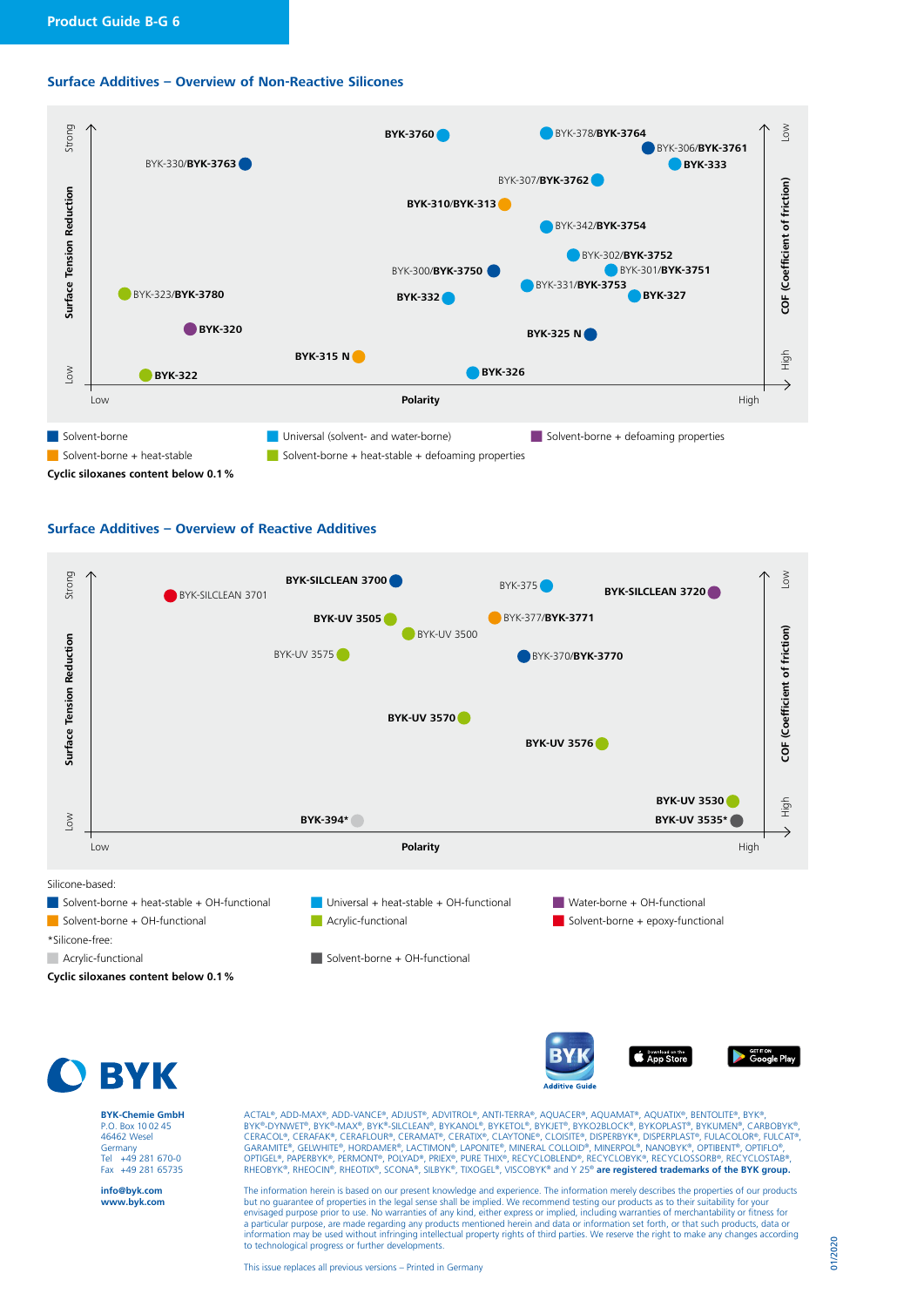## Surface Additives – Overview of Non-Reactive Silicones

Strong
Surface Tension Reduction
Low

Low
COF (Coefficient of friction)
High

Low
Polarity
High

BYK-3760
BYK-378/**BYK-3764**
BYK-306/**BYK-3761**
BYK-333
BYK-330/**BYK-3763**
BYK-307/**BYK-3762**
**BYK-310/BYK-313**
BYK-342/**BYK-3754**
BYK-302/**BYK-3752**
BYK-301/**BYK-3751**
BYK-300/**BYK-3750**
BYK-331/**BYK-3753**
BYK-323/**BYK-3780**
**BYK-332**
**BYK-327**
**BYK-320**
**BYK-325 N**
**BYK-315 N**
**BYK-326**
**BYK-322**

Solvent-borne
Universal (solvent- and water-borne)
Solvent-borne + defoaming properties
Solvent-borne + heat-stable
Solvent-borne + heat-stable + defoaming properties

**Cyclic siloxanes content below 0.1 %**

## Surface Additives – Overview of Reactive Additives

Strong
Surface Tension Reduction
Low

Low
COF (Coefficient of friction)
High

Low
Polarity
High

**BYK-SILCLEAN 3700**
BYK-SILCLEAN 3701
BYK-375
**BYK-SILCLEAN 3720**
**BYK-UV 3505**
BYK-377/**BYK-3771**
BYK-UV 3500
BYK-UV 3575
BYK-370/**BYK-3770**
**BYK-UV 3570**
**BYK-UV 3576**
**BYK-UV 3530**
**BYK-394***
**BYK-UV 3535***

Silicone-based:

Solvent-borne + heat-stable + OH-functional
Universal + heat-stable + OH-functional
Water-borne + OH-functional
Solvent-borne + OH-functional
Acrylic-functional
Solvent-borne + epoxy-functional

*Silicone-free:

Acrylic-functional
Solvent-borne + OH-functional

**Cyclic siloxanes content below 0.1 %**

BYK

BYK Additive Guide

App Store

Google Play

**BYK-Chemie GmbH**
P.O. Box 10 02 45
46462 Wesel
Germany
Tel +49 281 670-0
Fax +49 281 65735

**info@byk.com**
**www.byk.com**

ACTAL®, ADD-MAX®, ADD-VANCE®, ADJUST®, ADVITROL®, ANTI-TERRA®, AQUACER®, AQUAMAT®, AQUATIX®, BENTOLITE®, BYK®, BYK®-DYNWET®, BYK®-MAX®, BYK®-SILCLEAN®, BYKANOL®, BYKETOL®, BYKJET®, BYKO2BLOCK®, BYKOPLAST®, BYKUMEN®, CARBOBYK®, CERACOL®, CERAFAK®, CERAFLOUR®, CERAMAT®, CERATIX®, CLAYTONE®, CLOISITE®, DISPERBYK®, DISPERPLAST®, FULACOLOR®, FULCAT®, GARAMITE®, GELWHITE®, HORDAMER®, LACTIMON®, LAPONITE®, MINERAL COLLOID®, MINERPOL®, NANOBYK®, OPTIBENT®, OPTIFLO®, OPTIGEL®, PAPERBYK®, PERMONT®, POLYAD®, PRIEX®, PURE THIX®, RECYCLOBLEND®, RECYCLOBYK®, RECYCLOSSORB®, RECYCLOSTAB®, RHEOBYK®, RHEOCIN®, RHEOTIX®, SCONA®, SILBYK®, TIXOGEL®, VISCOBYK® and Y 25® **are registered trademarks of the BYK group.**

The information herein is based on our present knowledge and experience. The information merely describes the properties of our products but no guarantee of properties in the legal sense shall be implied. We recommend testing our products as to their suitability for your envisaged purpose prior to use. No warranties of any kind, either express or implied, including warranties of merchantability or fitness for a particular purpose, are made regarding any products mentioned herein and data or information set forth, or that such products, data or information may be used without infringing intellectual property rights of third parties. We reserve the right to make any changes according to technological progress or further developments.

This issue replaces all previous versions – Printed in Germany

01/2020